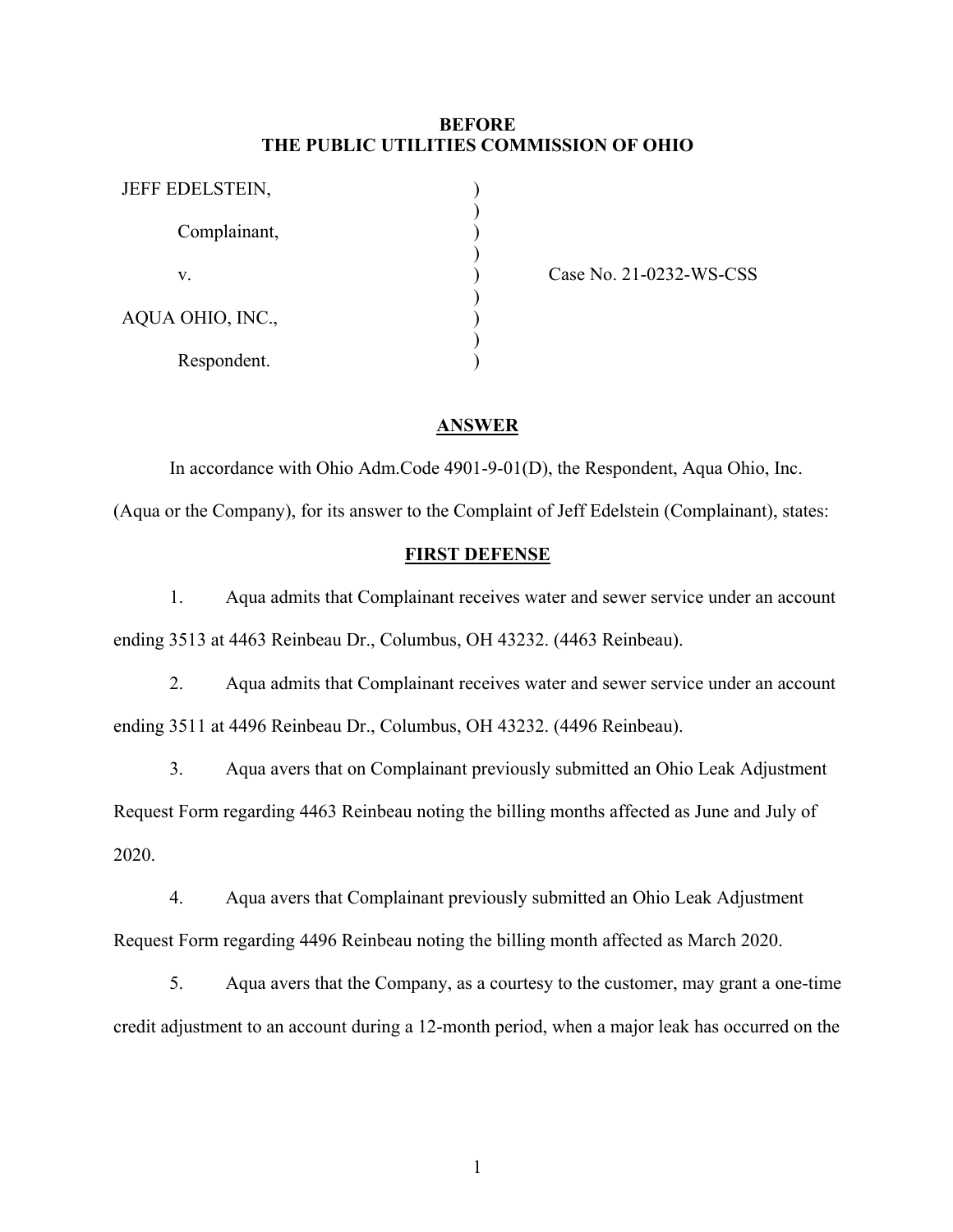**BEFORE**
**THE PUBLIC UTILITIES COMMISSION OF OHIO**

| | | |
|---|---|---|
| JEFF EDELSTEIN, | ) | |
| | ) | |
| Complainant, | ) | |
| | ) | |
| v. | ) | Case No. 21-0232-WS-CSS |
| | ) | |
| AQUA OHIO, INC., | ) | |
| | ) | |
| Respondent. | ) | |

## ANSWER

In accordance with Ohio Adm.Code 4901-9-01(D), the Respondent, Aqua Ohio, Inc. (Aqua or the Company), for its answer to the Complaint of Jeff Edelstein (Complainant), states:

## FIRST DEFENSE

1. Aqua admits that Complainant receives water and sewer service under an account ending 3513 at 4463 Reinbeau Dr., Columbus, OH 43232. (4463 Reinbeau).

2. Aqua admits that Complainant receives water and sewer service under an account ending 3511 at 4496 Reinbeau Dr., Columbus, OH 43232. (4496 Reinbeau).

3. Aqua avers that on Complainant previously submitted an Ohio Leak Adjustment Request Form regarding 4463 Reinbeau noting the billing months affected as June and July of 2020.

4. Aqua avers that Complainant previously submitted an Ohio Leak Adjustment Request Form regarding 4496 Reinbeau noting the billing month affected as March 2020.

5. Aqua avers that the Company, as a courtesy to the customer, may grant a one-time credit adjustment to an account during a 12-month period, when a major leak has occurred on the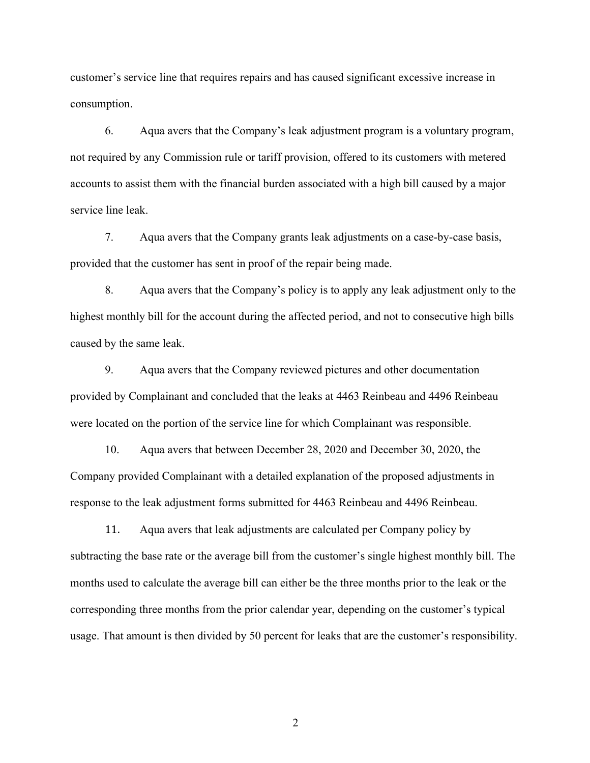customer's service line that requires repairs and has caused significant excessive increase in consumption.

6. Aqua avers that the Company's leak adjustment program is a voluntary program, not required by any Commission rule or tariff provision, offered to its customers with metered accounts to assist them with the financial burden associated with a high bill caused by a major service line leak.

7. Aqua avers that the Company grants leak adjustments on a case-by-case basis, provided that the customer has sent in proof of the repair being made.

8. Aqua avers that the Company's policy is to apply any leak adjustment only to the highest monthly bill for the account during the affected period, and not to consecutive high bills caused by the same leak.

9. Aqua avers that the Company reviewed pictures and other documentation provided by Complainant and concluded that the leaks at 4463 Reinbeau and 4496 Reinbeau were located on the portion of the service line for which Complainant was responsible.

10. Aqua avers that between December 28, 2020 and December 30, 2020, the Company provided Complainant with a detailed explanation of the proposed adjustments in response to the leak adjustment forms submitted for 4463 Reinbeau and 4496 Reinbeau.

11. Aqua avers that leak adjustments are calculated per Company policy by subtracting the base rate or the average bill from the customer's single highest monthly bill. The months used to calculate the average bill can either be the three months prior to the leak or the corresponding three months from the prior calendar year, depending on the customer's typical usage. That amount is then divided by 50 percent for leaks that are the customer's responsibility.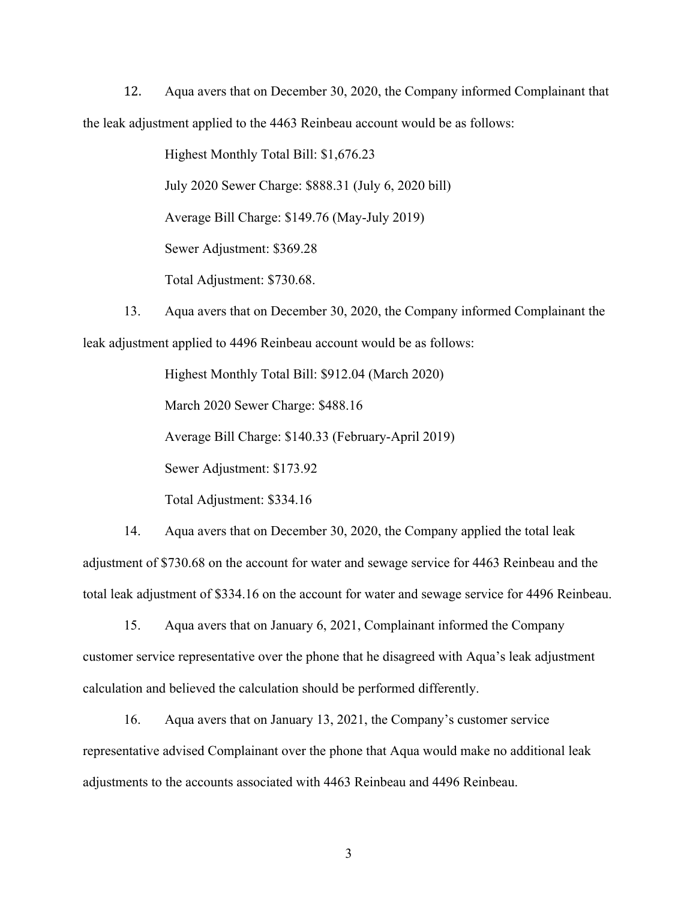12. Aqua avers that on December 30, 2020, the Company informed Complainant that the leak adjustment applied to the 4463 Reinbeau account would be as follows:

> Highest Monthly Total Bill: $1,676.23
>
> July 2020 Sewer Charge: $888.31 (July 6, 2020 bill)
>
> Average Bill Charge: $149.76 (May-July 2019)
>
> Sewer Adjustment: $369.28
>
> Total Adjustment: $730.68.

13. Aqua avers that on December 30, 2020, the Company informed Complainant the leak adjustment applied to 4496 Reinbeau account would be as follows:

> Highest Monthly Total Bill: $912.04 (March 2020)
>
> March 2020 Sewer Charge: $488.16
>
> Average Bill Charge: $140.33 (February-April 2019)
>
> Sewer Adjustment: $173.92
>
> Total Adjustment: $334.16

14. Aqua avers that on December 30, 2020, the Company applied the total leak adjustment of $730.68 on the account for water and sewage service for 4463 Reinbeau and the total leak adjustment of $334.16 on the account for water and sewage service for 4496 Reinbeau.

15. Aqua avers that on January 6, 2021, Complainant informed the Company customer service representative over the phone that he disagreed with Aqua's leak adjustment calculation and believed the calculation should be performed differently.

16. Aqua avers that on January 13, 2021, the Company's customer service representative advised Complainant over the phone that Aqua would make no additional leak adjustments to the accounts associated with 4463 Reinbeau and 4496 Reinbeau.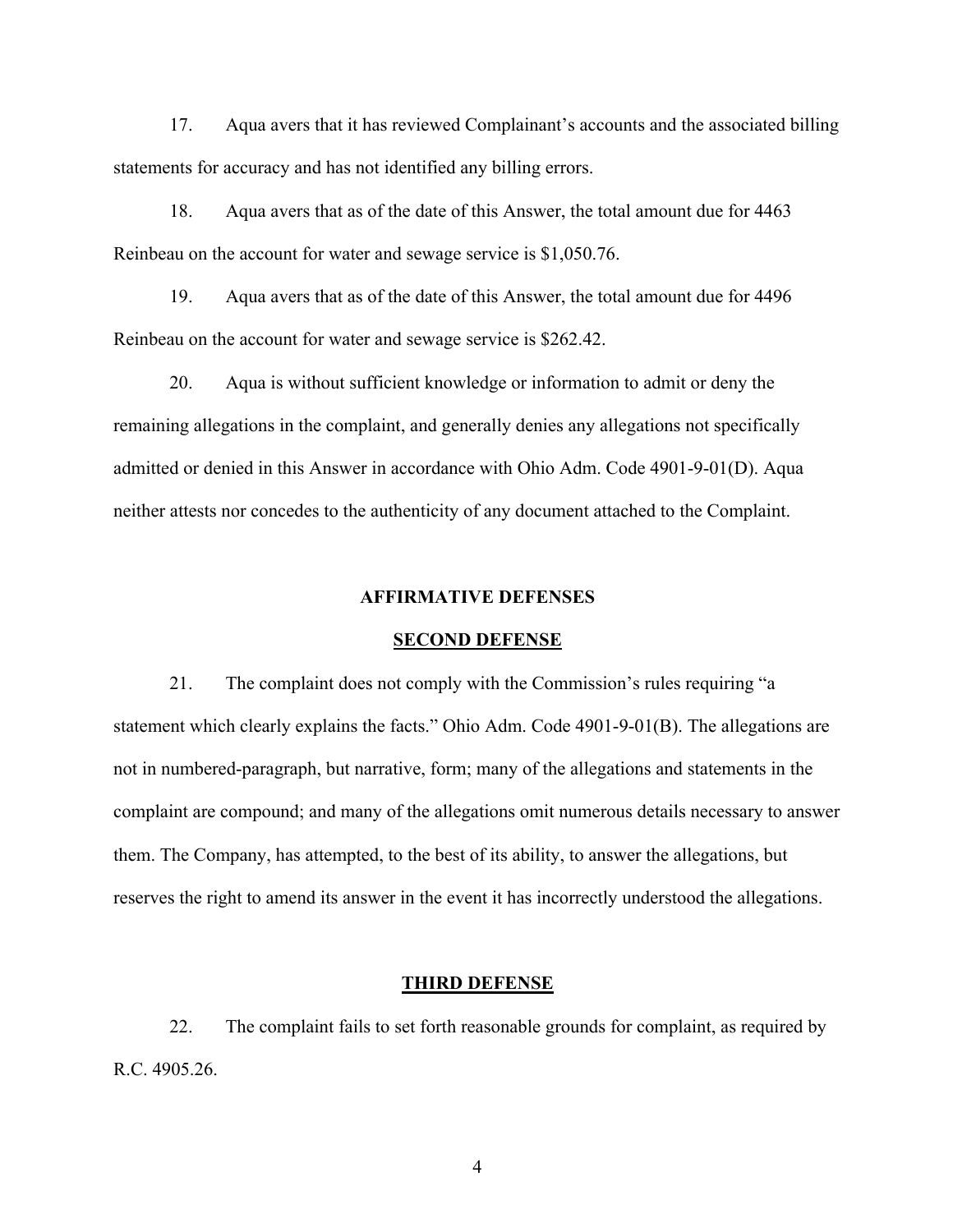17. Aqua avers that it has reviewed Complainant's accounts and the associated billing statements for accuracy and has not identified any billing errors.

18. Aqua avers that as of the date of this Answer, the total amount due for 4463 Reinbeau on the account for water and sewage service is $1,050.76.

19. Aqua avers that as of the date of this Answer, the total amount due for 4496 Reinbeau on the account for water and sewage service is $262.42.

20. Aqua is without sufficient knowledge or information to admit or deny the remaining allegations in the complaint, and generally denies any allegations not specifically admitted or denied in this Answer in accordance with Ohio Adm. Code 4901-9-01(D). Aqua neither attests nor concedes to the authenticity of any document attached to the Complaint.

## AFFIRMATIVE DEFENSES

### SECOND DEFENSE

21. The complaint does not comply with the Commission's rules requiring "a statement which clearly explains the facts." Ohio Adm. Code 4901-9-01(B). The allegations are not in numbered-paragraph, but narrative, form; many of the allegations and statements in the complaint are compound; and many of the allegations omit numerous details necessary to answer them. The Company, has attempted, to the best of its ability, to answer the allegations, but reserves the right to amend its answer in the event it has incorrectly understood the allegations.

### THIRD DEFENSE

22. The complaint fails to set forth reasonable grounds for complaint, as required by R.C. 4905.26.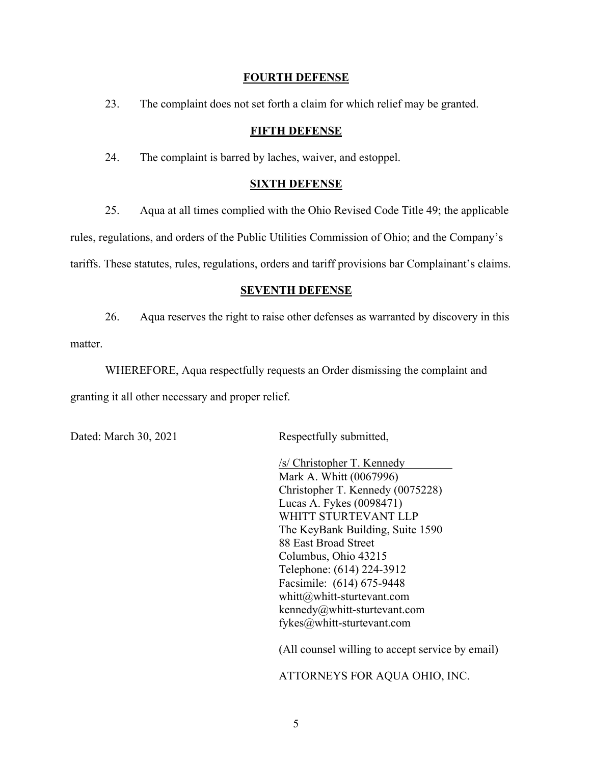**FOURTH DEFENSE**

23. The complaint does not set forth a claim for which relief may be granted.

**FIFTH DEFENSE**

24. The complaint is barred by laches, waiver, and estoppel.

**SIXTH DEFENSE**

25. Aqua at all times complied with the Ohio Revised Code Title 49; the applicable rules, regulations, and orders of the Public Utilities Commission of Ohio; and the Company's tariffs. These statutes, rules, regulations, orders and tariff provisions bar Complainant's claims.

**SEVENTH DEFENSE**

26. Aqua reserves the right to raise other defenses as warranted by discovery in this matter.

WHEREFORE, Aqua respectfully requests an Order dismissing the complaint and granting it all other necessary and proper relief.

Dated: March 30, 2021

Respectfully submitted,

/s/ Christopher T. Kennedy  
Mark A. Whitt (0067996)  
Christopher T. Kennedy (0075228)  
Lucas A. Fykes (0098471)  
WHITT STURTEVANT LLP  
The KeyBank Building, Suite 1590  
88 East Broad Street  
Columbus, Ohio 43215  
Telephone: (614) 224-3912  
Facsimile: (614) 675-9448  
whitt@whitt-sturtevant.com  
kennedy@whitt-sturtevant.com  
fykes@whitt-sturtevant.com

(All counsel willing to accept service by email)

ATTORNEYS FOR AQUA OHIO, INC.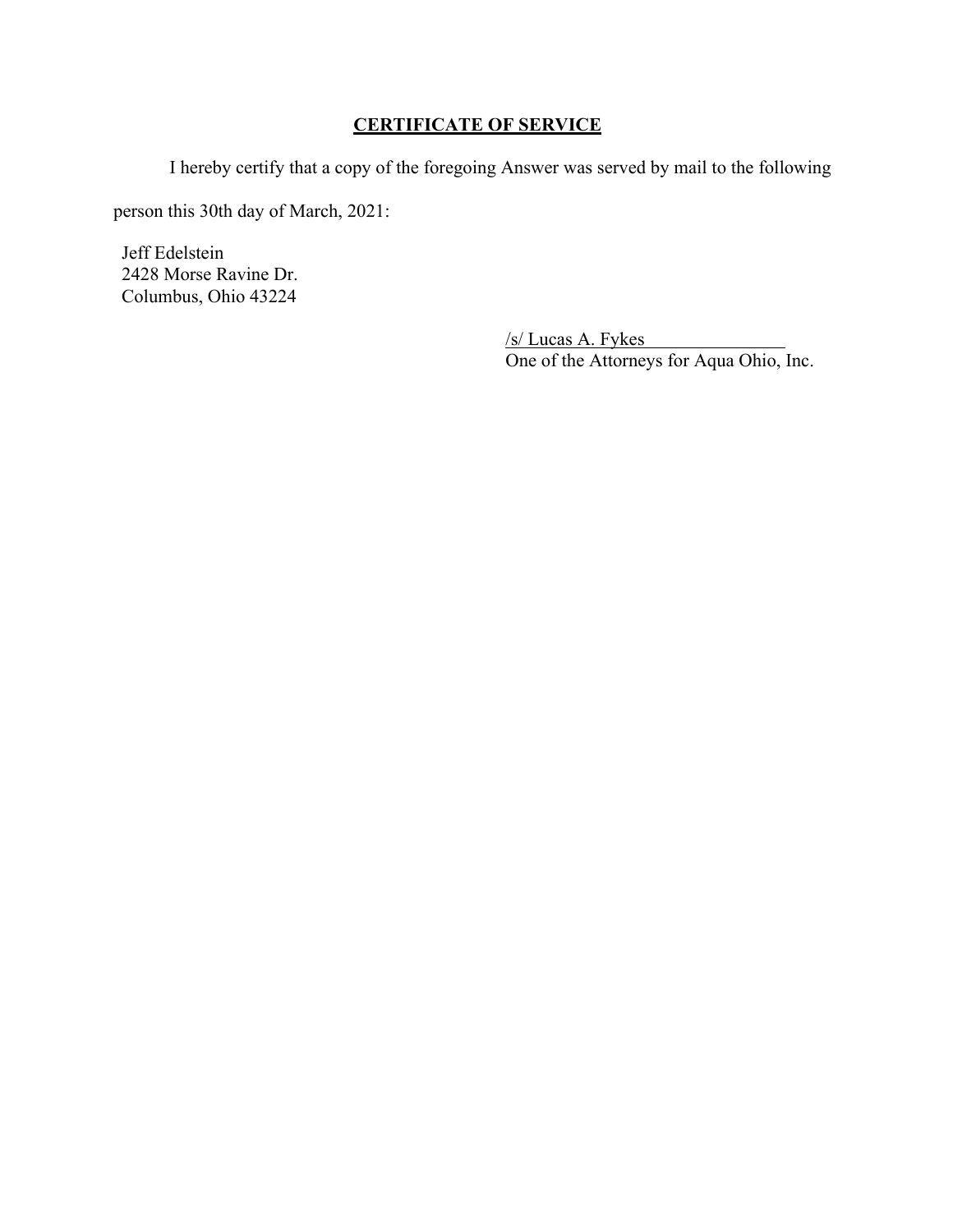## **CERTIFICATE OF SERVICE**

I hereby certify that a copy of the foregoing Answer was served by mail to the following person this 30th day of March, 2021:

Jeff Edelstein
2428 Morse Ravine Dr.
Columbus, Ohio 43224

/s/ Lucas A. Fykes
One of the Attorneys for Aqua Ohio, Inc.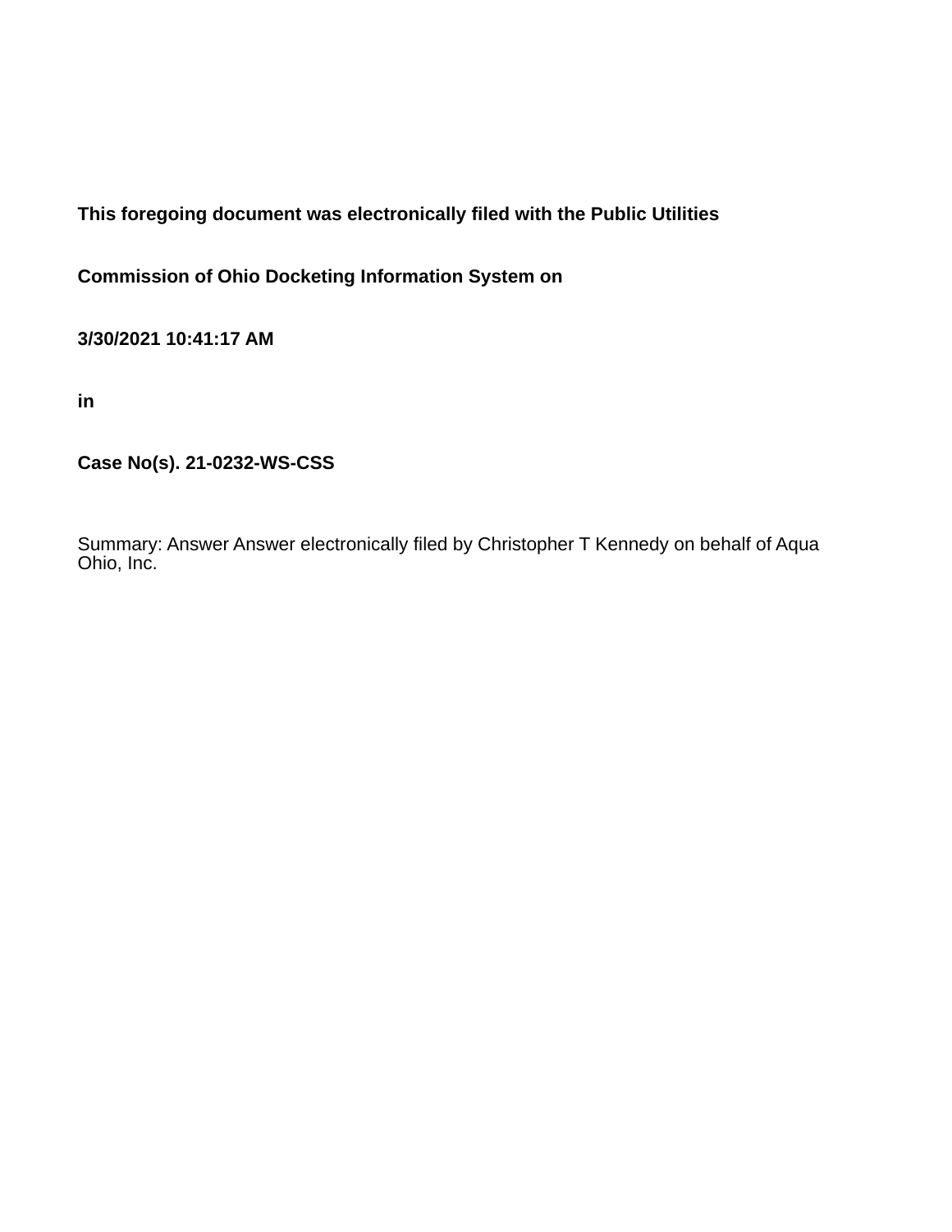**This foregoing document was electronically filed with the Public Utilities**

**Commission of Ohio Docketing Information System on**

**3/30/2021 10:41:17 AM**

**in**

**Case No(s). 21-0232-WS-CSS**

Summary: Answer Answer electronically filed by Christopher T Kennedy on behalf of Aqua Ohio, Inc.